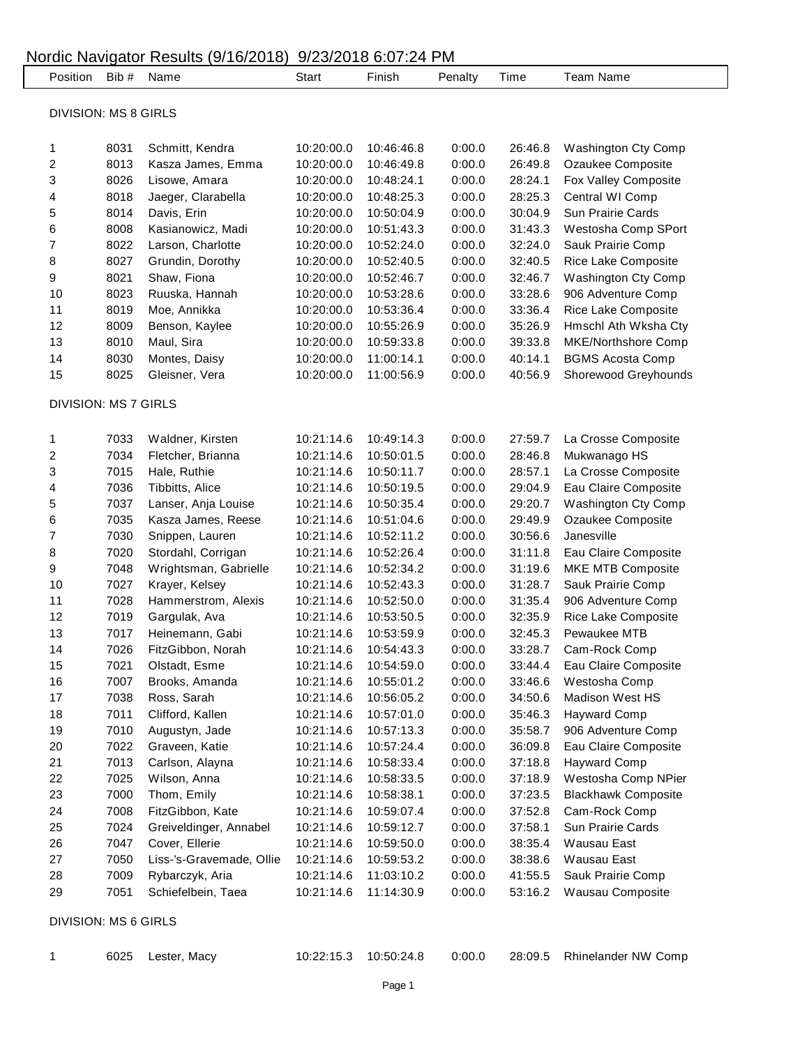# Nordic Navigator Results (9/16/2018) 9/23/2018 6:07:24 PM

| Position | Bib # | Name | Start | Finish | Penalty | Time | Team Name |
|---|---|---|---|---|---|---|---|
| DIVISION: MS 8 GIRLS | | | | | | | |
| 1 | 8031 | Schmitt, Kendra | 10:20:00.0 | 10:46:46.8 | 0:00.0 | 26:46.8 | Washington Cty Comp |
| 2 | 8013 | Kasza James, Emma | 10:20:00.0 | 10:46:49.8 | 0:00.0 | 26:49.8 | Ozaukee Composite |
| 3 | 8026 | Lisowe, Amara | 10:20:00.0 | 10:48:24.1 | 0:00.0 | 28:24.1 | Fox Valley Composite |
| 4 | 8018 | Jaeger, Clarabella | 10:20:00.0 | 10:48:25.3 | 0:00.0 | 28:25.3 | Central WI Comp |
| 5 | 8014 | Davis, Erin | 10:20:00.0 | 10:50:04.9 | 0:00.0 | 30:04.9 | Sun Prairie Cards |
| 6 | 8008 | Kasianowicz, Madi | 10:20:00.0 | 10:51:43.3 | 0:00.0 | 31:43.3 | Westosha Comp SPort |
| 7 | 8022 | Larson, Charlotte | 10:20:00.0 | 10:52:24.0 | 0:00.0 | 32:24.0 | Sauk Prairie Comp |
| 8 | 8027 | Grundin, Dorothy | 10:20:00.0 | 10:52:40.5 | 0:00.0 | 32:40.5 | Rice Lake Composite |
| 9 | 8021 | Shaw, Fiona | 10:20:00.0 | 10:52:46.7 | 0:00.0 | 32:46.7 | Washington Cty Comp |
| 10 | 8023 | Ruuska, Hannah | 10:20:00.0 | 10:53:28.6 | 0:00.0 | 33:28.6 | 906 Adventure Comp |
| 11 | 8019 | Moe, Annikka | 10:20:00.0 | 10:53:36.4 | 0:00.0 | 33:36.4 | Rice Lake Composite |
| 12 | 8009 | Benson, Kaylee | 10:20:00.0 | 10:55:26.9 | 0:00.0 | 35:26.9 | Hmschl Ath Wksha Cty |
| 13 | 8010 | Maul, Sira | 10:20:00.0 | 10:59:33.8 | 0:00.0 | 39:33.8 | MKE/Northshore Comp |
| 14 | 8030 | Montes, Daisy | 10:20:00.0 | 11:00:14.1 | 0:00.0 | 40:14.1 | BGMS Acosta Comp |
| 15 | 8025 | Gleisner, Vera | 10:20:00.0 | 11:00:56.9 | 0:00.0 | 40:56.9 | Shorewood Greyhounds |
| DIVISION: MS 7 GIRLS | | | | | | | |
| 1 | 7033 | Waldner, Kirsten | 10:21:14.6 | 10:49:14.3 | 0:00.0 | 27:59.7 | La Crosse Composite |
| 2 | 7034 | Fletcher, Brianna | 10:21:14.6 | 10:50:01.5 | 0:00.0 | 28:46.8 | Mukwanago HS |
| 3 | 7015 | Hale, Ruthie | 10:21:14.6 | 10:50:11.7 | 0:00.0 | 28:57.1 | La Crosse Composite |
| 4 | 7036 | Tibbitts, Alice | 10:21:14.6 | 10:50:19.5 | 0:00.0 | 29:04.9 | Eau Claire Composite |
| 5 | 7037 | Lanser, Anja Louise | 10:21:14.6 | 10:50:35.4 | 0:00.0 | 29:20.7 | Washington Cty Comp |
| 6 | 7035 | Kasza James, Reese | 10:21:14.6 | 10:51:04.6 | 0:00.0 | 29:49.9 | Ozaukee Composite |
| 7 | 7030 | Snippen, Lauren | 10:21:14.6 | 10:52:11.2 | 0:00.0 | 30:56.6 | Janesville |
| 8 | 7020 | Stordahl, Corrigan | 10:21:14.6 | 10:52:26.4 | 0:00.0 | 31:11.8 | Eau Claire Composite |
| 9 | 7048 | Wrightsman, Gabrielle | 10:21:14.6 | 10:52:34.2 | 0:00.0 | 31:19.6 | MKE MTB Composite |
| 10 | 7027 | Krayer, Kelsey | 10:21:14.6 | 10:52:43.3 | 0:00.0 | 31:28.7 | Sauk Prairie Comp |
| 11 | 7028 | Hammerstrom, Alexis | 10:21:14.6 | 10:52:50.0 | 0:00.0 | 31:35.4 | 906 Adventure Comp |
| 12 | 7019 | Gargulak, Ava | 10:21:14.6 | 10:53:50.5 | 0:00.0 | 32:35.9 | Rice Lake Composite |
| 13 | 7017 | Heinemann, Gabi | 10:21:14.6 | 10:53:59.9 | 0:00.0 | 32:45.3 | Pewaukee MTB |
| 14 | 7026 | FitzGibbon, Norah | 10:21:14.6 | 10:54:43.3 | 0:00.0 | 33:28.7 | Cam-Rock Comp |
| 15 | 7021 | Olstadt, Esme | 10:21:14.6 | 10:54:59.0 | 0:00.0 | 33:44.4 | Eau Claire Composite |
| 16 | 7007 | Brooks, Amanda | 10:21:14.6 | 10:55:01.2 | 0:00.0 | 33:46.6 | Westosha Comp |
| 17 | 7038 | Ross, Sarah | 10:21:14.6 | 10:56:05.2 | 0:00.0 | 34:50.6 | Madison West HS |
| 18 | 7011 | Clifford, Kallen | 10:21:14.6 | 10:57:01.0 | 0:00.0 | 35:46.3 | Hayward Comp |
| 19 | 7010 | Augustyn, Jade | 10:21:14.6 | 10:57:13.3 | 0:00.0 | 35:58.7 | 906 Adventure Comp |
| 20 | 7022 | Graveen, Katie | 10:21:14.6 | 10:57:24.4 | 0:00.0 | 36:09.8 | Eau Claire Composite |
| 21 | 7013 | Carlson, Alayna | 10:21:14.6 | 10:58:33.4 | 0:00.0 | 37:18.8 | Hayward Comp |
| 22 | 7025 | Wilson, Anna | 10:21:14.6 | 10:58:33.5 | 0:00.0 | 37:18.9 | Westosha Comp NPier |
| 23 | 7000 | Thom, Emily | 10:21:14.6 | 10:58:38.1 | 0:00.0 | 37:23.5 | Blackhawk Composite |
| 24 | 7008 | FitzGibbon, Kate | 10:21:14.6 | 10:59:07.4 | 0:00.0 | 37:52.8 | Cam-Rock Comp |
| 25 | 7024 | Greiveldinger, Annabel | 10:21:14.6 | 10:59:12.7 | 0:00.0 | 37:58.1 | Sun Prairie Cards |
| 26 | 7047 | Cover, Ellerie | 10:21:14.6 | 10:59:50.0 | 0:00.0 | 38:35.4 | Wausau East |
| 27 | 7050 | Liss-'s-Gravemade, Ollie | 10:21:14.6 | 10:59:53.2 | 0:00.0 | 38:38.6 | Wausau East |
| 28 | 7009 | Rybarczyk, Aria | 10:21:14.6 | 11:03:10.2 | 0:00.0 | 41:55.5 | Sauk Prairie Comp |
| 29 | 7051 | Schiefelbein, Taea | 10:21:14.6 | 11:14:30.9 | 0:00.0 | 53:16.2 | Wausau Composite |
| DIVISION: MS 6 GIRLS | | | | | | | |
| 1 | 6025 | Lester, Macy | 10:22:15.3 | 10:50:24.8 | 0:00.0 | 28:09.5 | Rhinelander NW Comp |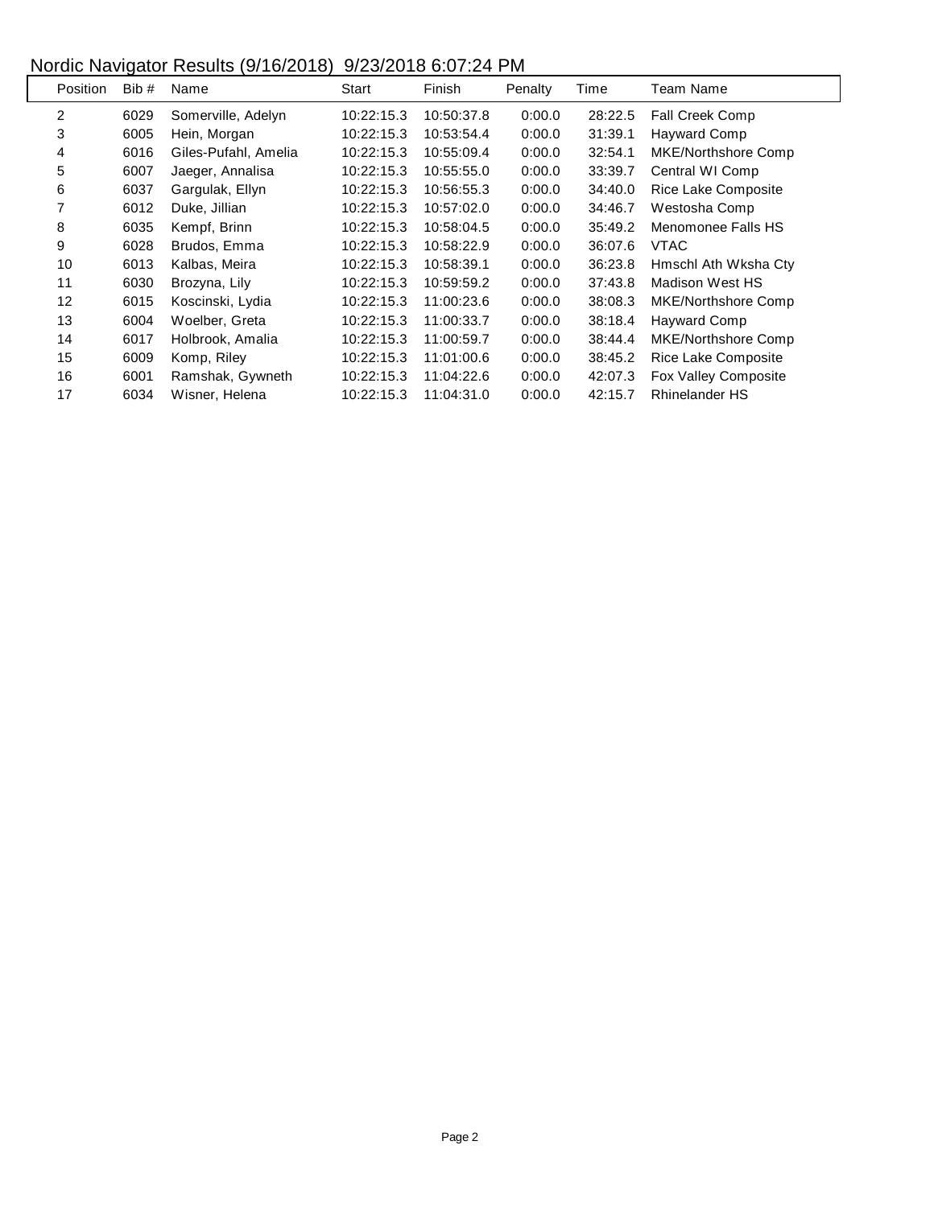## Nordic Navigator Results (9/16/2018) 9/23/2018 6:07:24 PM

| Position | Bib # | Name | Start | Finish | Penalty | Time | Team Name |
|---|---|---|---|---|---|---|---|
| 2 | 6029 | Somerville, Adelyn | 10:22:15.3 | 10:50:37.8 | 0:00.0 | 28:22.5 | Fall Creek Comp |
| 3 | 6005 | Hein, Morgan | 10:22:15.3 | 10:53:54.4 | 0:00.0 | 31:39.1 | Hayward Comp |
| 4 | 6016 | Giles-Pufahl, Amelia | 10:22:15.3 | 10:55:09.4 | 0:00.0 | 32:54.1 | MKE/Northshore Comp |
| 5 | 6007 | Jaeger, Annalisa | 10:22:15.3 | 10:55:55.0 | 0:00.0 | 33:39.7 | Central WI Comp |
| 6 | 6037 | Gargulak, Ellyn | 10:22:15.3 | 10:56:55.3 | 0:00.0 | 34:40.0 | Rice Lake Composite |
| 7 | 6012 | Duke, Jillian | 10:22:15.3 | 10:57:02.0 | 0:00.0 | 34:46.7 | Westosha Comp |
| 8 | 6035 | Kempf, Brinn | 10:22:15.3 | 10:58:04.5 | 0:00.0 | 35:49.2 | Menomonee Falls HS |
| 9 | 6028 | Brudos, Emma | 10:22:15.3 | 10:58:22.9 | 0:00.0 | 36:07.6 | VTAC |
| 10 | 6013 | Kalbas, Meira | 10:22:15.3 | 10:58:39.1 | 0:00.0 | 36:23.8 | Hmschl Ath Wksha Cty |
| 11 | 6030 | Brozyna, Lily | 10:22:15.3 | 10:59:59.2 | 0:00.0 | 37:43.8 | Madison West HS |
| 12 | 6015 | Koscinski, Lydia | 10:22:15.3 | 11:00:23.6 | 0:00.0 | 38:08.3 | MKE/Northshore Comp |
| 13 | 6004 | Woelber, Greta | 10:22:15.3 | 11:00:33.7 | 0:00.0 | 38:18.4 | Hayward Comp |
| 14 | 6017 | Holbrook, Amalia | 10:22:15.3 | 11:00:59.7 | 0:00.0 | 38:44.4 | MKE/Northshore Comp |
| 15 | 6009 | Komp, Riley | 10:22:15.3 | 11:01:00.6 | 0:00.0 | 38:45.2 | Rice Lake Composite |
| 16 | 6001 | Ramshak, Gywneth | 10:22:15.3 | 11:04:22.6 | 0:00.0 | 42:07.3 | Fox Valley Composite |
| 17 | 6034 | Wisner, Helena | 10:22:15.3 | 11:04:31.0 | 0:00.0 | 42:15.7 | Rhinelander HS |